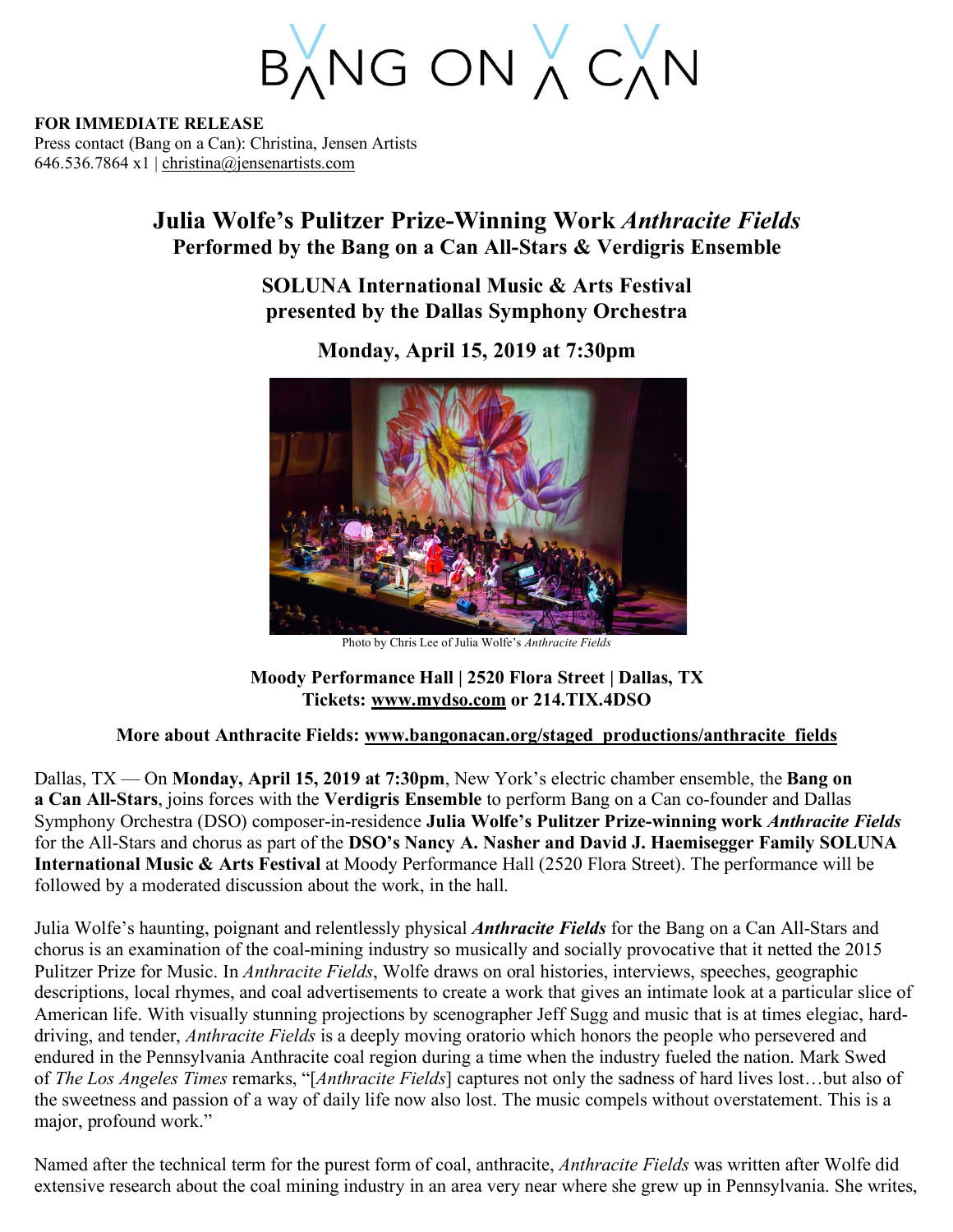BANG ON A CAN

**FOR IMMEDIATE RELEASE**
Press contact (Bang on a Can): Christina, Jensen Artists
646.536.7864 x1 | christina@jensenartists.com

# Julia Wolfe's Pulitzer Prize-Winning Work *Anthracite Fields*
## Performed by the Bang on a Can All-Stars & Verdigris Ensemble

## SOLUNA International Music & Arts Festival presented by the Dallas Symphony Orchestra

## Monday, April 15, 2019 at 7:30pm

Photo by Chris Lee of Julia Wolfe's *Anthracite Fields*

**Moody Performance Hall | 2520 Flora Street | Dallas, TX**
**Tickets: www.mydso.com or 214.TIX.4DSO**

**More about Anthracite Fields: www.bangonacan.org/staged_productions/anthracite_fields**

Dallas, TX — On **Monday, April 15, 2019 at 7:30pm**, New York's electric chamber ensemble, the **Bang on a Can All-Stars**, joins forces with the **Verdigris Ensemble** to perform Bang on a Can co-founder and Dallas Symphony Orchestra (DSO) composer-in-residence **Julia Wolfe's Pulitzer Prize-winning work *Anthracite Fields*** for the All-Stars and chorus as part of the **DSO's Nancy A. Nasher and David J. Haemisegger Family SOLUNA International Music & Arts Festival** at Moody Performance Hall (2520 Flora Street). The performance will be followed by a moderated discussion about the work, in the hall.

Julia Wolfe's haunting, poignant and relentlessly physical ***Anthracite Fields*** for the Bang on a Can All-Stars and chorus is an examination of the coal-mining industry so musically and socially provocative that it netted the 2015 Pulitzer Prize for Music. In *Anthracite Fields*, Wolfe draws on oral histories, interviews, speeches, geographic descriptions, local rhymes, and coal advertisements to create a work that gives an intimate look at a particular slice of American life. With visually stunning projections by scenographer Jeff Sugg and music that is at times elegiac, hard-driving, and tender, *Anthracite Fields* is a deeply moving oratorio which honors the people who persevered and endured in the Pennsylvania Anthracite coal region during a time when the industry fueled the nation. Mark Swed of *The Los Angeles Times* remarks, "[*Anthracite Fields*] captures not only the sadness of hard lives lost…but also of the sweetness and passion of a way of daily life now also lost. The music compels without overstatement. This is a major, profound work."

Named after the technical term for the purest form of coal, anthracite, *Anthracite Fields* was written after Wolfe did extensive research about the coal mining industry in an area very near where she grew up in Pennsylvania. She writes,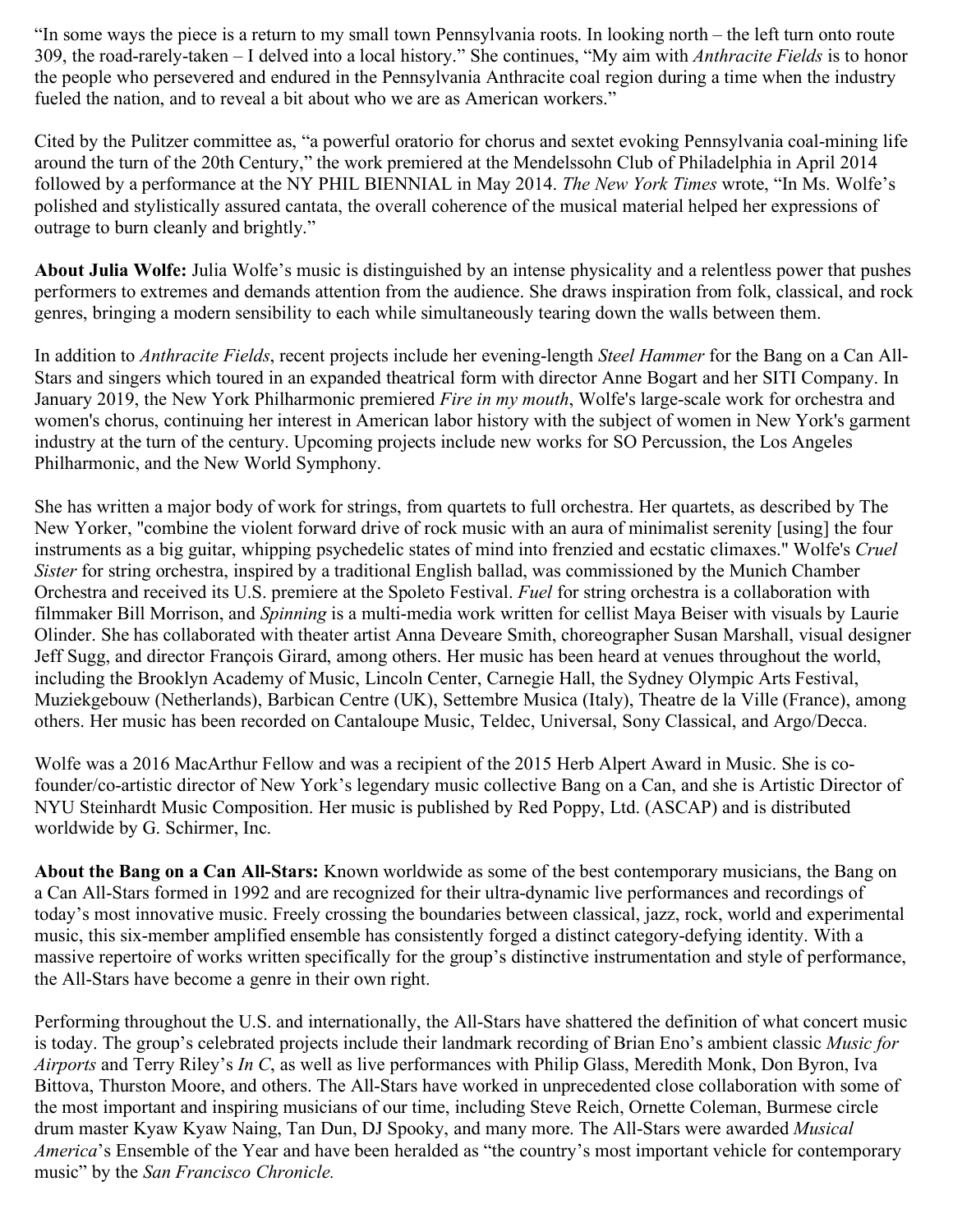"In some ways the piece is a return to my small town Pennsylvania roots. In looking north – the left turn onto route 309, the road-rarely-taken – I delved into a local history." She continues, "My aim with *Anthracite Fields* is to honor the people who persevered and endured in the Pennsylvania Anthracite coal region during a time when the industry fueled the nation, and to reveal a bit about who we are as American workers."

Cited by the Pulitzer committee as, "a powerful oratorio for chorus and sextet evoking Pennsylvania coal-mining life around the turn of the 20th Century," the work premiered at the Mendelssohn Club of Philadelphia in April 2014 followed by a performance at the NY PHIL BIENNIAL in May 2014. *The New York Times* wrote, "In Ms. Wolfe's polished and stylistically assured cantata, the overall coherence of the musical material helped her expressions of outrage to burn cleanly and brightly."

**About Julia Wolfe:** Julia Wolfe's music is distinguished by an intense physicality and a relentless power that pushes performers to extremes and demands attention from the audience. She draws inspiration from folk, classical, and rock genres, bringing a modern sensibility to each while simultaneously tearing down the walls between them.

In addition to *Anthracite Fields*, recent projects include her evening-length *Steel Hammer* for the Bang on a Can All-Stars and singers which toured in an expanded theatrical form with director Anne Bogart and her SITI Company. In January 2019, the New York Philharmonic premiered *Fire in my mouth*, Wolfe's large-scale work for orchestra and women's chorus, continuing her interest in American labor history with the subject of women in New York's garment industry at the turn of the century. Upcoming projects include new works for SO Percussion, the Los Angeles Philharmonic, and the New World Symphony.

She has written a major body of work for strings, from quartets to full orchestra. Her quartets, as described by The New Yorker, "combine the violent forward drive of rock music with an aura of minimalist serenity [using] the four instruments as a big guitar, whipping psychedelic states of mind into frenzied and ecstatic climaxes." Wolfe's *Cruel Sister* for string orchestra, inspired by a traditional English ballad, was commissioned by the Munich Chamber Orchestra and received its U.S. premiere at the Spoleto Festival. *Fuel* for string orchestra is a collaboration with filmmaker Bill Morrison, and *Spinning* is a multi-media work written for cellist Maya Beiser with visuals by Laurie Olinder. She has collaborated with theater artist Anna Deveare Smith, choreographer Susan Marshall, visual designer Jeff Sugg, and director François Girard, among others. Her music has been heard at venues throughout the world, including the Brooklyn Academy of Music, Lincoln Center, Carnegie Hall, the Sydney Olympic Arts Festival, Muziekgebouw (Netherlands), Barbican Centre (UK), Settembre Musica (Italy), Theatre de la Ville (France), among others. Her music has been recorded on Cantaloupe Music, Teldec, Universal, Sony Classical, and Argo/Decca.

Wolfe was a 2016 MacArthur Fellow and was a recipient of the 2015 Herb Alpert Award in Music. She is co-founder/co-artistic director of New York's legendary music collective Bang on a Can, and she is Artistic Director of NYU Steinhardt Music Composition. Her music is published by Red Poppy, Ltd. (ASCAP) and is distributed worldwide by G. Schirmer, Inc.

**About the Bang on a Can All-Stars:** Known worldwide as some of the best contemporary musicians, the Bang on a Can All-Stars formed in 1992 and are recognized for their ultra-dynamic live performances and recordings of today's most innovative music. Freely crossing the boundaries between classical, jazz, rock, world and experimental music, this six-member amplified ensemble has consistently forged a distinct category-defying identity. With a massive repertoire of works written specifically for the group's distinctive instrumentation and style of performance, the All-Stars have become a genre in their own right.

Performing throughout the U.S. and internationally, the All-Stars have shattered the definition of what concert music is today. The group's celebrated projects include their landmark recording of Brian Eno's ambient classic *Music for Airports* and Terry Riley's *In C*, as well as live performances with Philip Glass, Meredith Monk, Don Byron, Iva Bittova, Thurston Moore, and others. The All-Stars have worked in unprecedented close collaboration with some of the most important and inspiring musicians of our time, including Steve Reich, Ornette Coleman, Burmese circle drum master Kyaw Kyaw Naing, Tan Dun, DJ Spooky, and many more. The All-Stars were awarded *Musical America*'s Ensemble of the Year and have been heralded as "the country's most important vehicle for contemporary music" by the *San Francisco Chronicle.*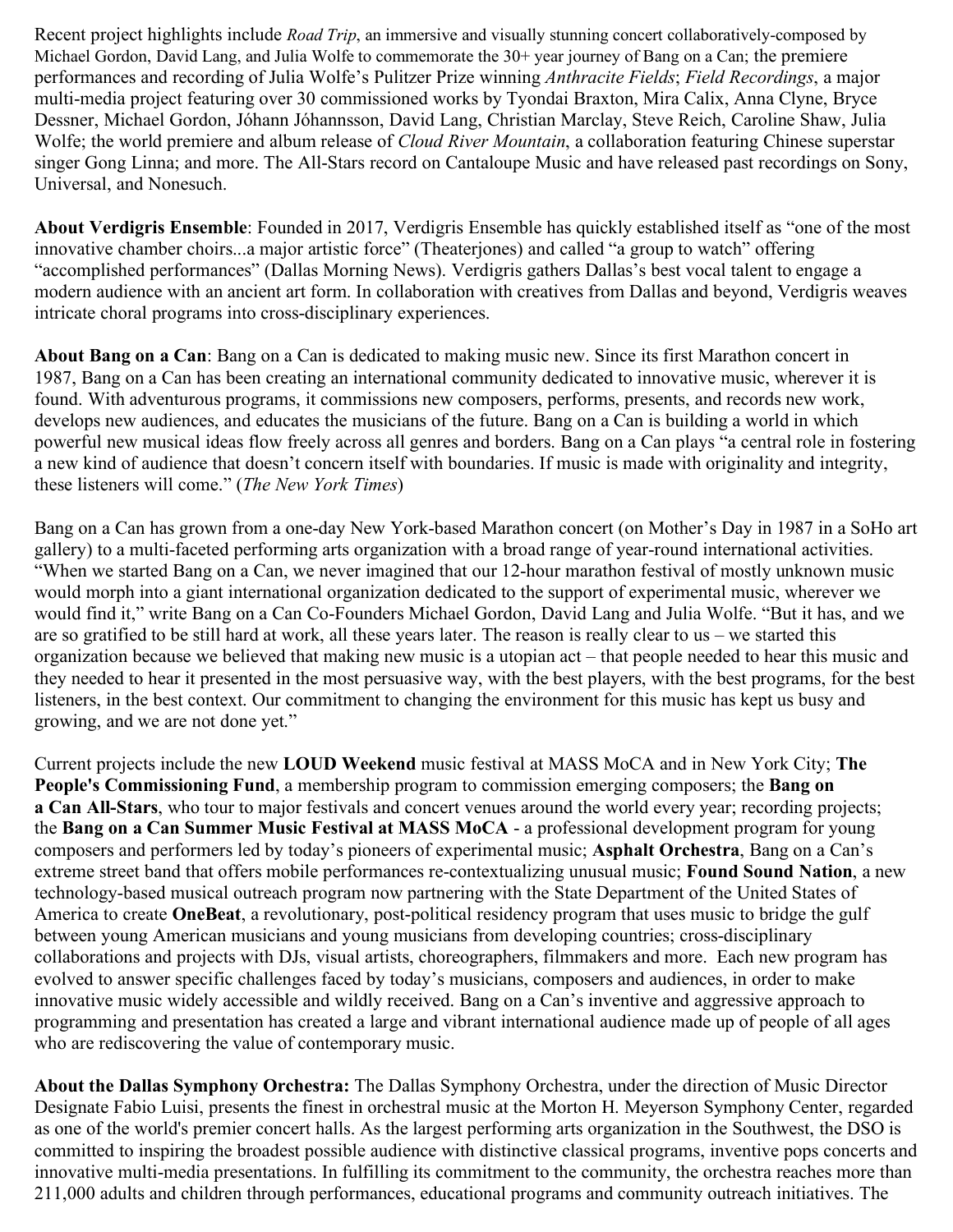Recent project highlights include *Road Trip*, an immersive and visually stunning concert collaboratively-composed by Michael Gordon, David Lang, and Julia Wolfe to commemorate the 30+ year journey of Bang on a Can; the premiere performances and recording of Julia Wolfe's Pulitzer Prize winning *Anthracite Fields*; *Field Recordings*, a major multi-media project featuring over 30 commissioned works by Tyondai Braxton, Mira Calix, Anna Clyne, Bryce Dessner, Michael Gordon, Jóhann Jóhannsson, David Lang, Christian Marclay, Steve Reich, Caroline Shaw, Julia Wolfe; the world premiere and album release of *Cloud River Mountain*, a collaboration featuring Chinese superstar singer Gong Linna; and more. The All-Stars record on Cantaloupe Music and have released past recordings on Sony, Universal, and Nonesuch.

**About Verdigris Ensemble**: Founded in 2017, Verdigris Ensemble has quickly established itself as "one of the most innovative chamber choirs...a major artistic force" (Theaterjones) and called "a group to watch" offering "accomplished performances" (Dallas Morning News). Verdigris gathers Dallas's best vocal talent to engage a modern audience with an ancient art form. In collaboration with creatives from Dallas and beyond, Verdigris weaves intricate choral programs into cross-disciplinary experiences.

**About Bang on a Can**: Bang on a Can is dedicated to making music new. Since its first Marathon concert in 1987, Bang on a Can has been creating an international community dedicated to innovative music, wherever it is found. With adventurous programs, it commissions new composers, performs, presents, and records new work, develops new audiences, and educates the musicians of the future. Bang on a Can is building a world in which powerful new musical ideas flow freely across all genres and borders. Bang on a Can plays "a central role in fostering a new kind of audience that doesn't concern itself with boundaries. If music is made with originality and integrity, these listeners will come." (*The New York Times*)

Bang on a Can has grown from a one-day New York-based Marathon concert (on Mother's Day in 1987 in a SoHo art gallery) to a multi-faceted performing arts organization with a broad range of year-round international activities. "When we started Bang on a Can, we never imagined that our 12-hour marathon festival of mostly unknown music would morph into a giant international organization dedicated to the support of experimental music, wherever we would find it," write Bang on a Can Co-Founders Michael Gordon, David Lang and Julia Wolfe. "But it has, and we are so gratified to be still hard at work, all these years later. The reason is really clear to us – we started this organization because we believed that making new music is a utopian act – that people needed to hear this music and they needed to hear it presented in the most persuasive way, with the best players, with the best programs, for the best listeners, in the best context. Our commitment to changing the environment for this music has kept us busy and growing, and we are not done yet."

Current projects include the new **LOUD Weekend** music festival at MASS MoCA and in New York City; **The People's Commissioning Fund**, a membership program to commission emerging composers; the **Bang on a Can All-Stars**, who tour to major festivals and concert venues around the world every year; recording projects; the **Bang on a Can Summer Music Festival at MASS MoCA** - a professional development program for young composers and performers led by today's pioneers of experimental music; **Asphalt Orchestra**, Bang on a Can's extreme street band that offers mobile performances re-contextualizing unusual music; **Found Sound Nation**, a new technology-based musical outreach program now partnering with the State Department of the United States of America to create **OneBeat**, a revolutionary, post-political residency program that uses music to bridge the gulf between young American musicians and young musicians from developing countries; cross-disciplinary collaborations and projects with DJs, visual artists, choreographers, filmmakers and more. Each new program has evolved to answer specific challenges faced by today's musicians, composers and audiences, in order to make innovative music widely accessible and wildly received. Bang on a Can's inventive and aggressive approach to programming and presentation has created a large and vibrant international audience made up of people of all ages who are rediscovering the value of contemporary music.

**About the Dallas Symphony Orchestra:** The Dallas Symphony Orchestra, under the direction of Music Director Designate Fabio Luisi, presents the finest in orchestral music at the Morton H. Meyerson Symphony Center, regarded as one of the world's premier concert halls. As the largest performing arts organization in the Southwest, the DSO is committed to inspiring the broadest possible audience with distinctive classical programs, inventive pops concerts and innovative multi-media presentations. In fulfilling its commitment to the community, the orchestra reaches more than 211,000 adults and children through performances, educational programs and community outreach initiatives. The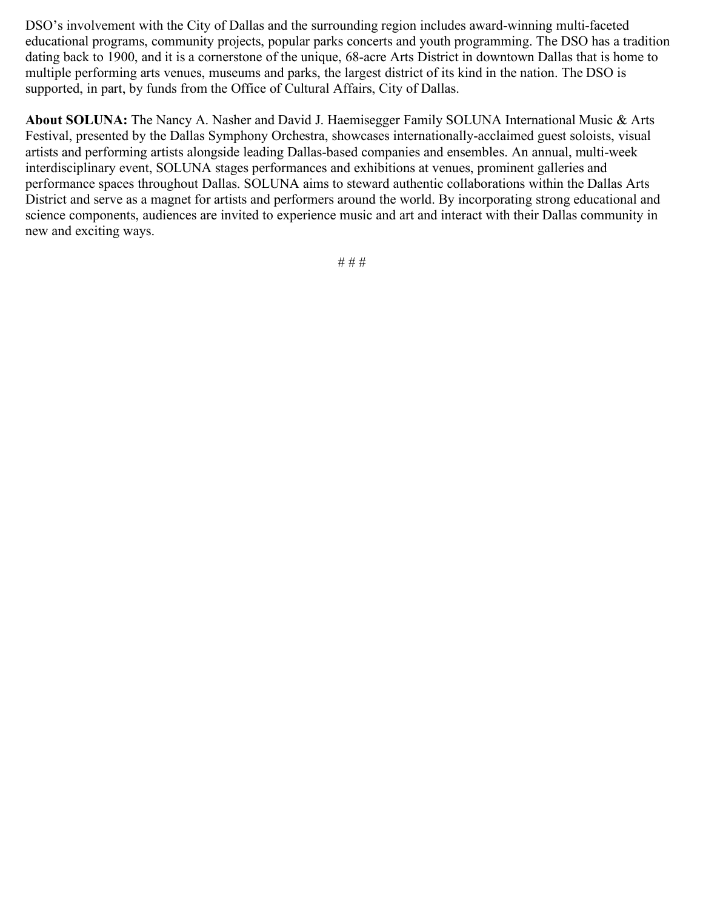DSO's involvement with the City of Dallas and the surrounding region includes award-winning multi-faceted educational programs, community projects, popular parks concerts and youth programming. The DSO has a tradition dating back to 1900, and it is a cornerstone of the unique, 68-acre Arts District in downtown Dallas that is home to multiple performing arts venues, museums and parks, the largest district of its kind in the nation. The DSO is supported, in part, by funds from the Office of Cultural Affairs, City of Dallas.

**About SOLUNA:** The Nancy A. Nasher and David J. Haemisegger Family SOLUNA International Music & Arts Festival, presented by the Dallas Symphony Orchestra, showcases internationally-acclaimed guest soloists, visual artists and performing artists alongside leading Dallas-based companies and ensembles. An annual, multi-week interdisciplinary event, SOLUNA stages performances and exhibitions at venues, prominent galleries and performance spaces throughout Dallas. SOLUNA aims to steward authentic collaborations within the Dallas Arts District and serve as a magnet for artists and performers around the world. By incorporating strong educational and science components, audiences are invited to experience music and art and interact with their Dallas community in new and exciting ways.

# # #